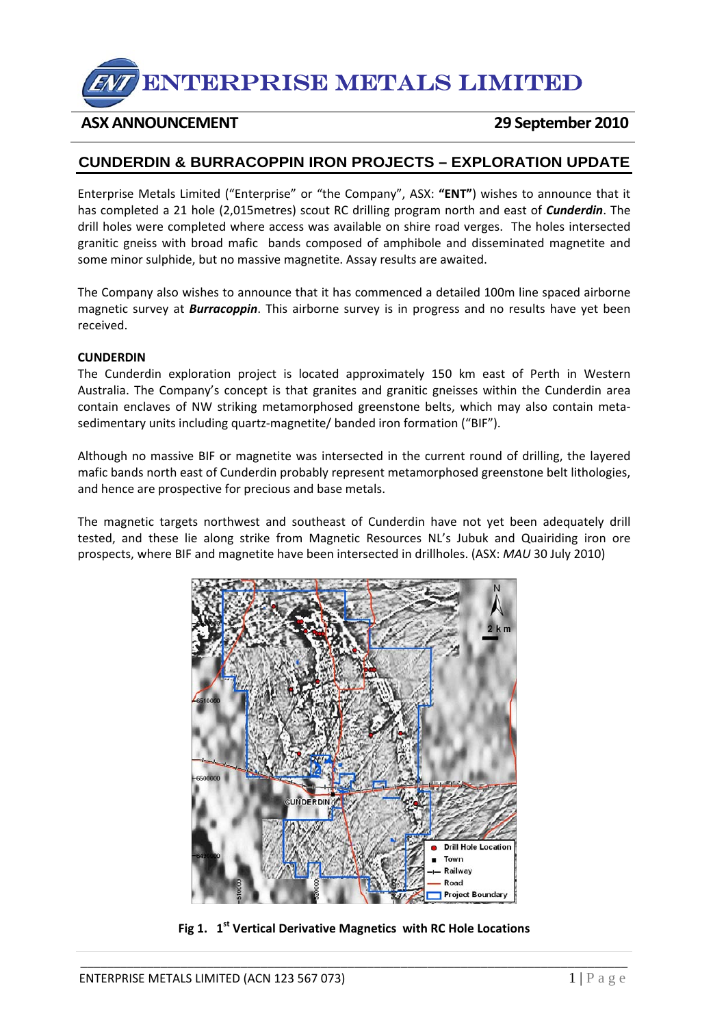# ENTERPRISE METALS LIMITED

**ASX ANNOUNCEMENT** **29 September 2010**

## CUNDERDIN & BURRACOPPIN IRON PROJECTS – EXPLORATION UPDATE

Enterprise Metals Limited ("Enterprise" or "the Company", ASX: **"ENT"**) wishes to announce that it has completed a 21 hole (2,015metres) scout RC drilling program north and east of ***Cunderdin***. The drill holes were completed where access was available on shire road verges. The holes intersected granitic gneiss with broad mafic bands composed of amphibole and disseminated magnetite and some minor sulphide, but no massive magnetite. Assay results are awaited.

The Company also wishes to announce that it has commenced a detailed 100m line spaced airborne magnetic survey at ***Burracoppin***. This airborne survey is in progress and no results have yet been received.

**CUNDERDIN**

The Cunderdin exploration project is located approximately 150 km east of Perth in Western Australia. The Company's concept is that granites and granitic gneisses within the Cunderdin area contain enclaves of NW striking metamorphosed greenstone belts, which may also contain meta-sedimentary units including quartz-magnetite/ banded iron formation ("BIF").

Although no massive BIF or magnetite was intersected in the current round of drilling, the layered mafic bands north east of Cunderdin probably represent metamorphosed greenstone belt lithologies, and hence are prospective for precious and base metals.

The magnetic targets northwest and southeast of Cunderdin have not yet been adequately drill tested, and these lie along strike from Magnetic Resources NL's Jubuk and Quairiding iron ore prospects, where BIF and magnetite have been intersected in drillholes. (ASX: *MAU* 30 July 2010)

**Fig 1. 1st Vertical Derivative Magnetics with RC Hole Locations**

ENTERPRISE METALS LIMITED (ACN 123 567 073)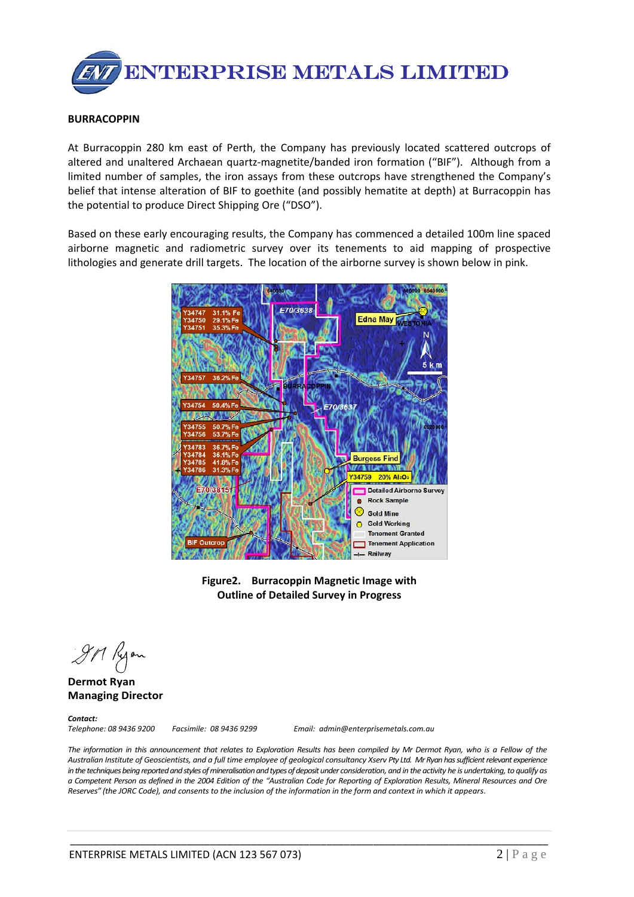**BURRACOPPIN**

At Burracoppin 280 km east of Perth, the Company has previously located scattered outcrops of altered and unaltered Archaean quartz-magnetite/banded iron formation ("BIF"). Although from a limited number of samples, the iron assays from these outcrops have strengthened the Company's belief that intense alteration of BIF to goethite (and possibly hematite at depth) at Burracoppin has the potential to produce Direct Shipping Ore ("DSO").

Based on these early encouraging results, the Company has commenced a detailed 100m line spaced airborne magnetic and radiometric survey over its tenements to aid mapping of prospective lithologies and generate drill targets. The location of the airborne survey is shown below in pink.

Y34747 31.1% Fe
Y34750 29.1% Fe
Y34751 35.3% Fe
Y34757 36.2% Fe
Y34754 50.4% Fe
Y34755 50.7% Fe
Y34756 53.7% Fe
Y34783 36.7% Fe
Y34784 36.1% Fe
Y34785 41.8% Fe
Y34786 31.3% Fe
E70/3638
E70/3637
E70/3815
Edna May
WESTONIA
BURRACOPPIN
Burgess Find
Y34759 20% $Al_2O_3$
BIF Outcrop
5 km
Detailed Airborne Survey
Rock Sample
Gold Mine
Gold Working
Tenement Granted
Tenement Application
Railway

**Figure2. Burracoppin Magnetic Image with Outline of Detailed Survey in Progress**

**Dermot Ryan**
**Managing Director**

***Contact:***
*Telephone: 08 9436 9200 Facsimile: 08 9436 9299 Email: admin@enterprisemetals.com.au*

*The information in this announcement that relates to Exploration Results has been compiled by Mr Dermot Ryan, who is a Fellow of the Australian Institute of Geoscientists, and a full time employee of geological consultancy Xserv Pty Ltd. Mr Ryan has sufficient relevant experience in the techniques being reported and styles of mineralisation and types of deposit under consideration, and in the activity he is undertaking, to qualify as a Competent Person as defined in the 2004 Edition of the "Australian Code for Reporting of Exploration Results, Mineral Resources and Ore Reserves" (the JORC Code), and consents to the inclusion of the information in the form and context in which it appears.*